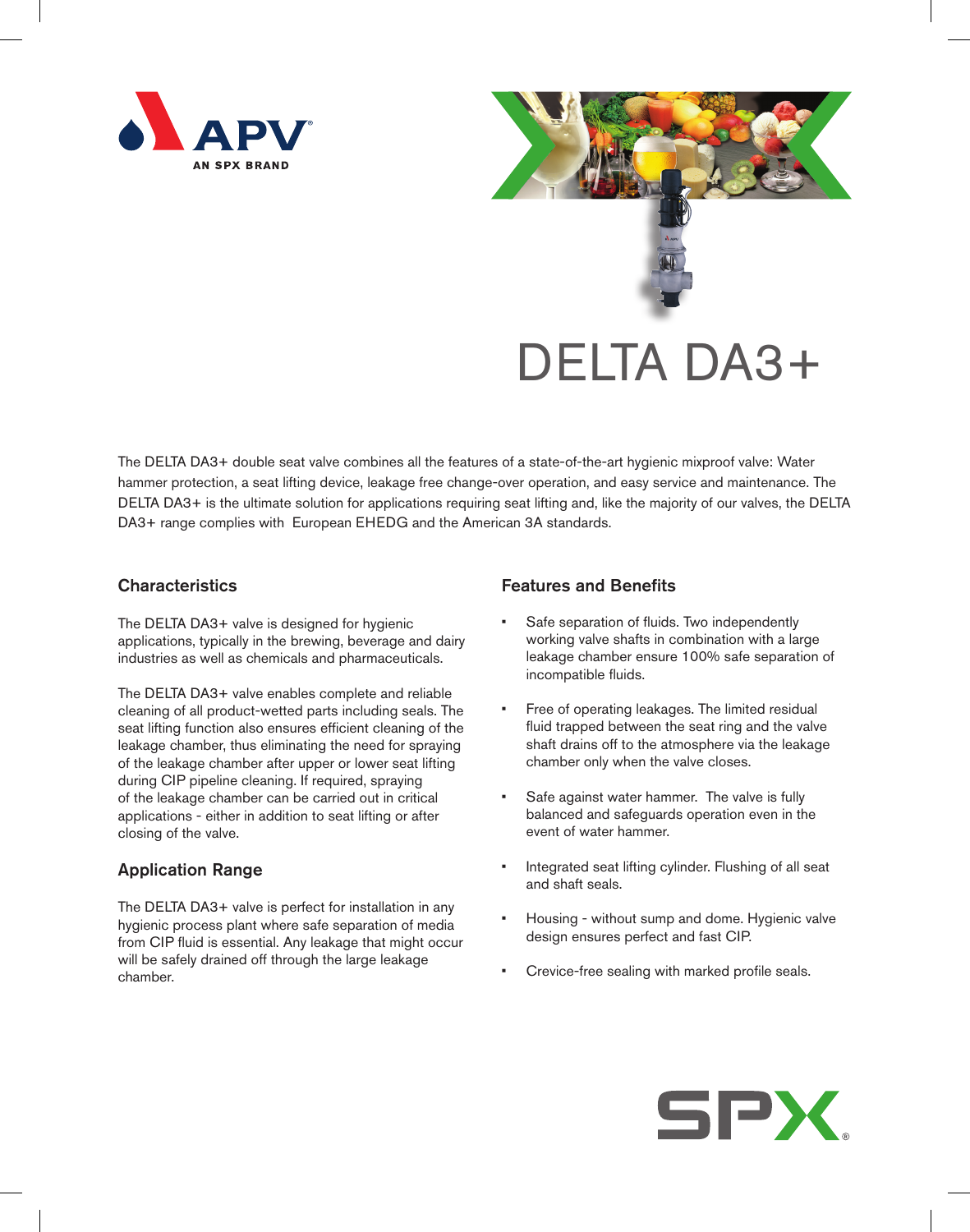# DELTA DA3+

The DELTA DA3+ double seat valve combines all the features of a state-of-the-art hygienic mixproof valve: Water hammer protection, a seat lifting device, leakage free change-over operation, and easy service and maintenance. The DELTA DA3+ is the ultimate solution for applications requiring seat lifting and, like the majority of our valves, the DELTA DA3+ range complies with European EHEDG and the American 3A standards.

## Characteristics

The DELTA DA3+ valve is designed for hygienic applications, typically in the brewing, beverage and dairy industries as well as chemicals and pharmaceuticals.

The DELTA DA3+ valve enables complete and reliable cleaning of all product-wetted parts including seals. The seat lifting function also ensures efficient cleaning of the leakage chamber, thus eliminating the need for spraying of the leakage chamber after upper or lower seat lifting during CIP pipeline cleaning. If required, spraying of the leakage chamber can be carried out in critical applications - either in addition to seat lifting or after closing of the valve.

## Application Range

The DELTA DA3+ valve is perfect for installation in any hygienic process plant where safe separation of media from CIP fluid is essential. Any leakage that might occur will be safely drained off through the large leakage chamber.

## Features and Benefits

- Safe separation of fluids. Two independently working valve shafts in combination with a large leakage chamber ensure 100% safe separation of incompatible fluids.
- Free of operating leakages. The limited residual fluid trapped between the seat ring and the valve shaft drains off to the atmosphere via the leakage chamber only when the valve closes.
- Safe against water hammer. The valve is fully balanced and safeguards operation even in the event of water hammer.
- Integrated seat lifting cylinder. Flushing of all seat and shaft seals.
- Housing - without sump and dome. Hygienic valve design ensures perfect and fast CIP.
- Crevice-free sealing with marked profile seals.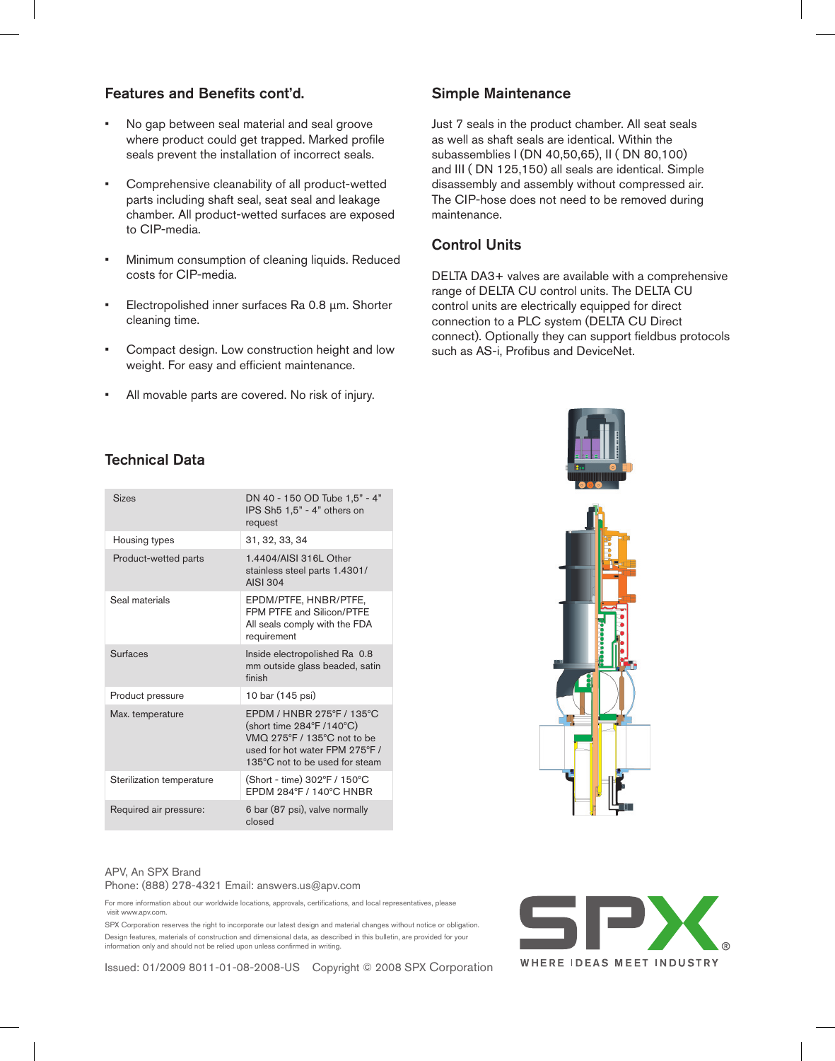## Features and Benefits cont'd.

- No gap between seal material and seal groove where product could get trapped. Marked profile seals prevent the installation of incorrect seals.
- Comprehensive cleanability of all product-wetted parts including shaft seal, seat seal and leakage chamber. All product-wetted surfaces are exposed to CIP-media.
- Minimum consumption of cleaning liquids. Reduced costs for CIP-media.
- Electropolished inner surfaces Ra 0.8 µm. Shorter cleaning time.
- Compact design. Low construction height and low weight. For easy and efficient maintenance.
- All movable parts are covered. No risk of injury.

## Simple Maintenance

Just 7 seals in the product chamber. All seat seals as well as shaft seals are identical. Within the subassemblies I (DN 40,50,65), II ( DN 80,100) and III ( DN 125,150) all seals are identical. Simple disassembly and assembly without compressed air. The CIP-hose does not need to be removed during maintenance.

## Control Units

DELTA DA3+ valves are available with a comprehensive range of DELTA CU control units. The DELTA CU control units are electrically equipped for direct connection to a PLC system (DELTA CU Direct connect). Optionally they can support fieldbus protocols such as AS-i, Profibus and DeviceNet.

## Technical Data

| | |
|---|---|
| Sizes | DN 40 - 150 OD Tube 1,5" - 4" IPS Sh5 1,5" - 4" others on request |
| Housing types | 31, 32, 33, 34 |
| Product-wetted parts | 1.4404/AISI 316L Other stainless steel parts 1.4301/ AISI 304 |
| Seal materials | EPDM/PTFE, HNBR/PTFE, FPM PTFE and Silicon/PTFE All seals comply with the FDA requirement |
| Surfaces | Inside electropolished Ra 0.8 mm outside glass beaded, satin finish |
| Product pressure | 10 bar (145 psi) |
| Max. temperature | EPDM / HNBR 275°F / 135°C (short time 284°F /140°C) VMQ 275°F / 135°C not to be used for hot water FPM 275°F / 135°C not to be used for steam |
| Sterilization temperature | (Short - time) 302°F / 150°C EPDM 284°F / 140°C HNBR |
| Required air pressure: | 6 bar (87 psi), valve normally closed |

APV, An SPX Brand
Phone: (888) 278-4321 Email: answers.us@apv.com

For more information about our worldwide locations, approvals, certifications, and local representatives, please visit www.apv.com.

SPX Corporation reserves the right to incorporate our latest design and material changes without notice or obligation.

Design features, materials of construction and dimensional data, as described in this bulletin, are provided for your information only and should not be relied upon unless confirmed in writing.

Issued: 01/2009 8011-01-08-2008-US Copyright © 2008 SPX Corporation

SPX®
WHERE IDEAS MEET INDUSTRY